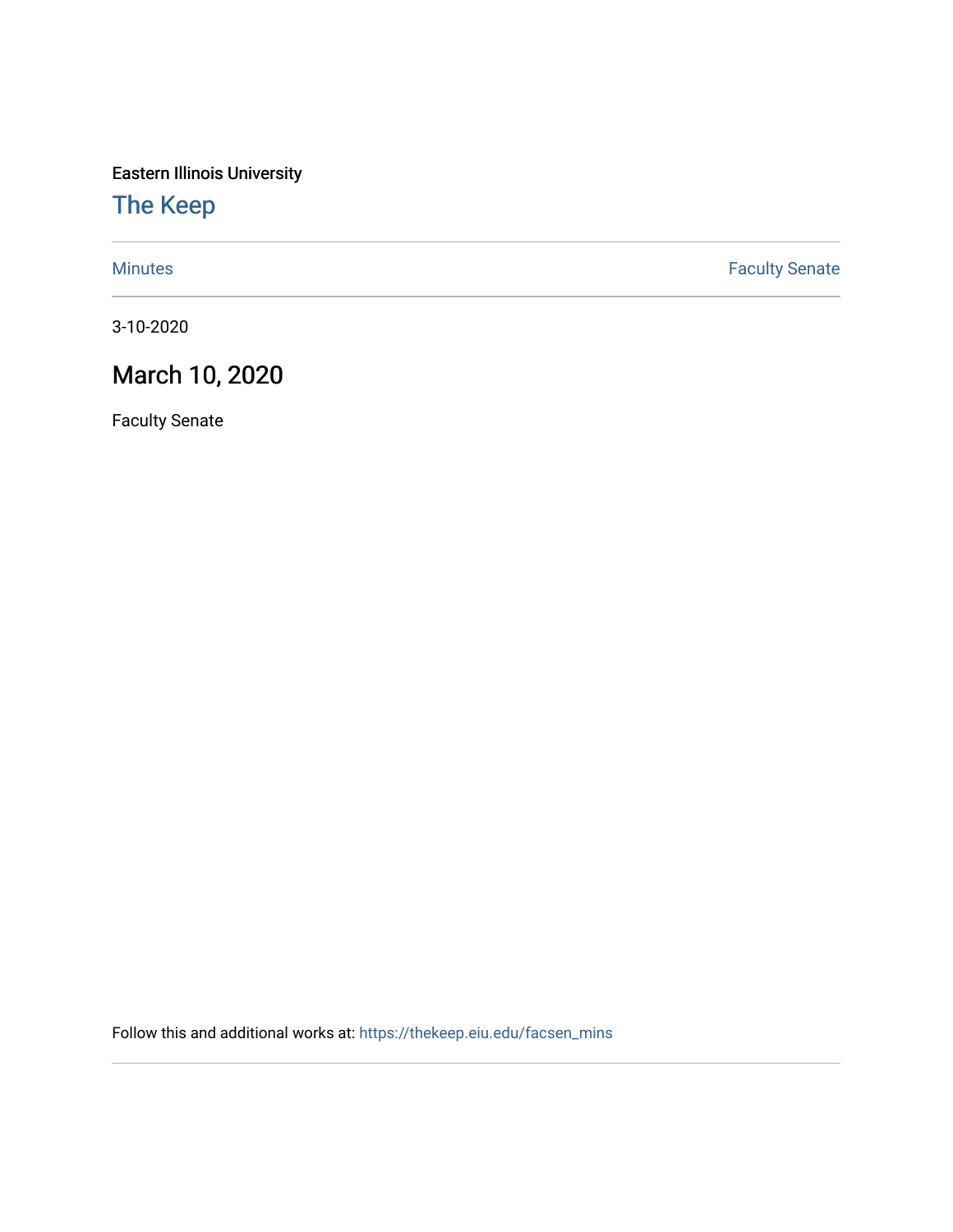Eastern Illinois University

# The Keep

Minutes | Faculty Senate

3-10-2020

## March 10, 2020

Faculty Senate

Follow this and additional works at: https://thekeep.eiu.edu/facsen_mins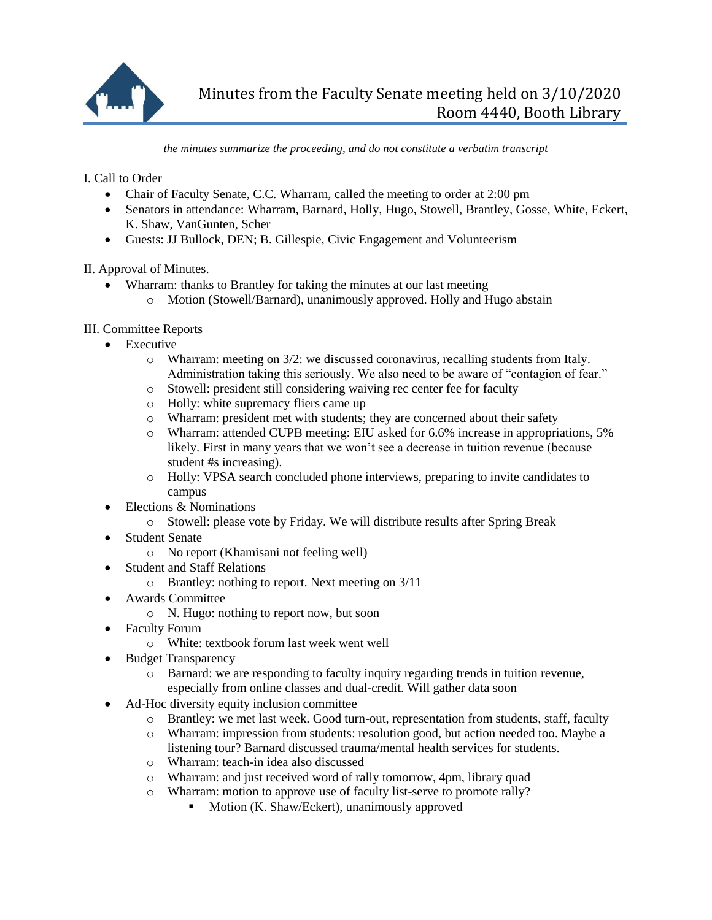# Minutes from the Faculty Senate meeting held on 3/10/2020
## Room 4440, Booth Library

*the minutes summarize the proceeding, and do not constitute a verbatim transcript*

I. Call to Order

- Chair of Faculty Senate, C.C. Wharram, called the meeting to order at 2:00 pm
- Senators in attendance: Wharram, Barnard, Holly, Hugo, Stowell, Brantley, Gosse, White, Eckert, K. Shaw, VanGunten, Scher
- Guests: JJ Bullock, DEN; B. Gillespie, Civic Engagement and Volunteerism

II. Approval of Minutes.

- Wharram: thanks to Brantley for taking the minutes at our last meeting
  - Motion (Stowell/Barnard), unanimously approved. Holly and Hugo abstain

III. Committee Reports

- Executive
  - Wharram: meeting on 3/2: we discussed coronavirus, recalling students from Italy. Administration taking this seriously. We also need to be aware of "contagion of fear."
  - Stowell: president still considering waiving rec center fee for faculty
  - Holly: white supremacy fliers came up
  - Wharram: president met with students; they are concerned about their safety
  - Wharram: attended CUPB meeting: EIU asked for 6.6% increase in appropriations, 5% likely. First in many years that we won't see a decrease in tuition revenue (because student #s increasing).
  - Holly: VPSA search concluded phone interviews, preparing to invite candidates to campus
- Elections & Nominations
  - Stowell: please vote by Friday. We will distribute results after Spring Break
- Student Senate
  - No report (Khamisani not feeling well)
- Student and Staff Relations
  - Brantley: nothing to report. Next meeting on 3/11
- Awards Committee
  - N. Hugo: nothing to report now, but soon
- Faculty Forum
  - White: textbook forum last week went well
- Budget Transparency
  - Barnard: we are responding to faculty inquiry regarding trends in tuition revenue, especially from online classes and dual-credit. Will gather data soon
- Ad-Hoc diversity equity inclusion committee
  - Brantley: we met last week. Good turn-out, representation from students, staff, faculty
  - Wharram: impression from students: resolution good, but action needed too. Maybe a listening tour? Barnard discussed trauma/mental health services for students.
  - Wharram: teach-in idea also discussed
  - Wharram: and just received word of rally tomorrow, 4pm, library quad
  - Wharram: motion to approve use of faculty list-serve to promote rally?
    - Motion (K. Shaw/Eckert), unanimously approved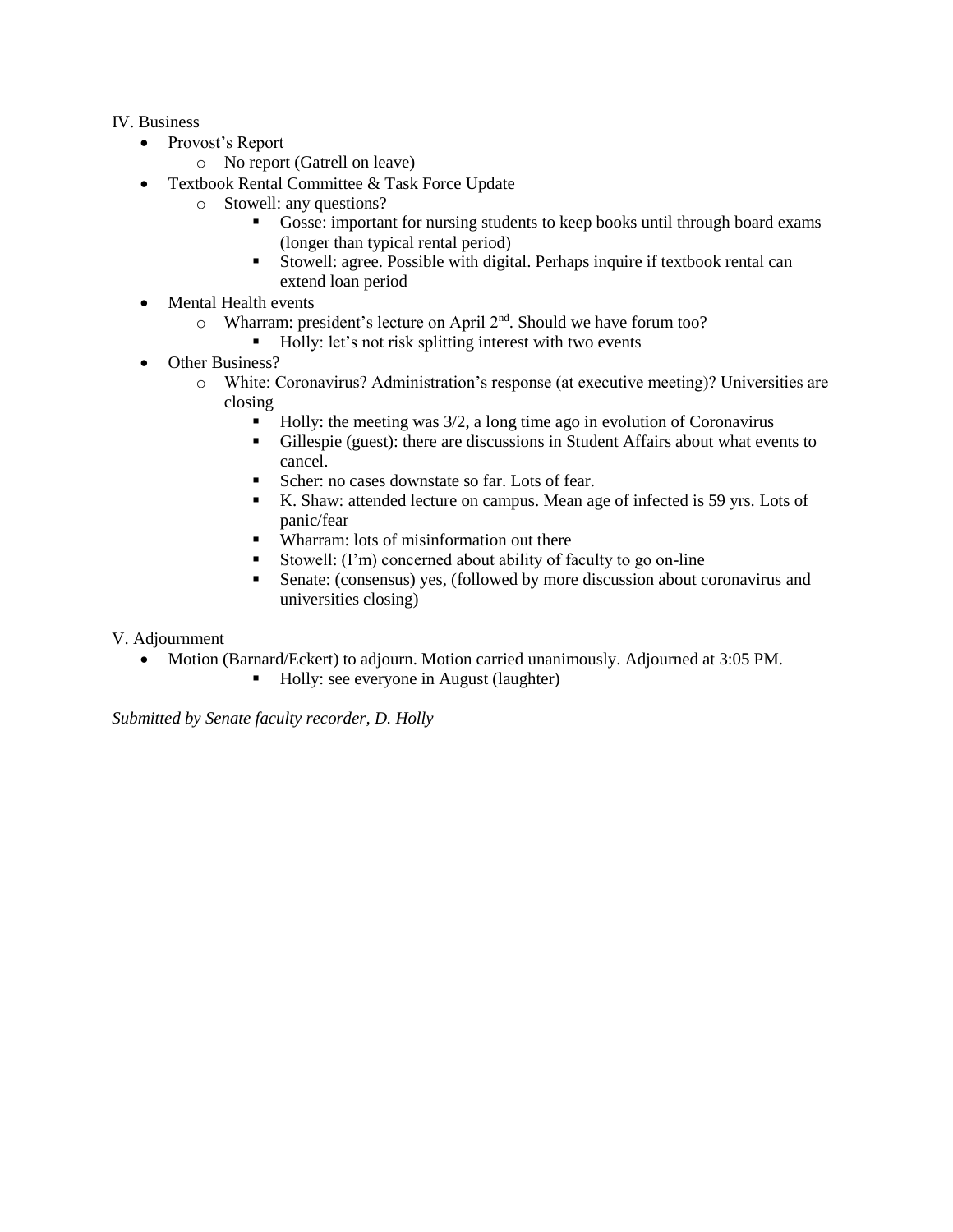IV. Business

- Provost's Report
  - No report (Gatrell on leave)
- Textbook Rental Committee & Task Force Update
  - Stowell: any questions?
    - Gosse: important for nursing students to keep books until through board exams (longer than typical rental period)
    - Stowell: agree. Possible with digital. Perhaps inquire if textbook rental can extend loan period
- Mental Health events
  - Wharram: president's lecture on April 2nd. Should we have forum too?
    - Holly: let's not risk splitting interest with two events
- Other Business?
  - White: Coronavirus? Administration's response (at executive meeting)? Universities are closing
    - Holly: the meeting was 3/2, a long time ago in evolution of Coronavirus
    - Gillespie (guest): there are discussions in Student Affairs about what events to cancel.
    - Scher: no cases downstate so far. Lots of fear.
    - K. Shaw: attended lecture on campus. Mean age of infected is 59 yrs. Lots of panic/fear
    - Wharram: lots of misinformation out there
    - Stowell: (I'm) concerned about ability of faculty to go on-line
    - Senate: (consensus) yes, (followed by more discussion about coronavirus and universities closing)

V. Adjournment

- Motion (Barnard/Eckert) to adjourn. Motion carried unanimously. Adjourned at 3:05 PM.
  - Holly: see everyone in August (laughter)

*Submitted by Senate faculty recorder, D. Holly*